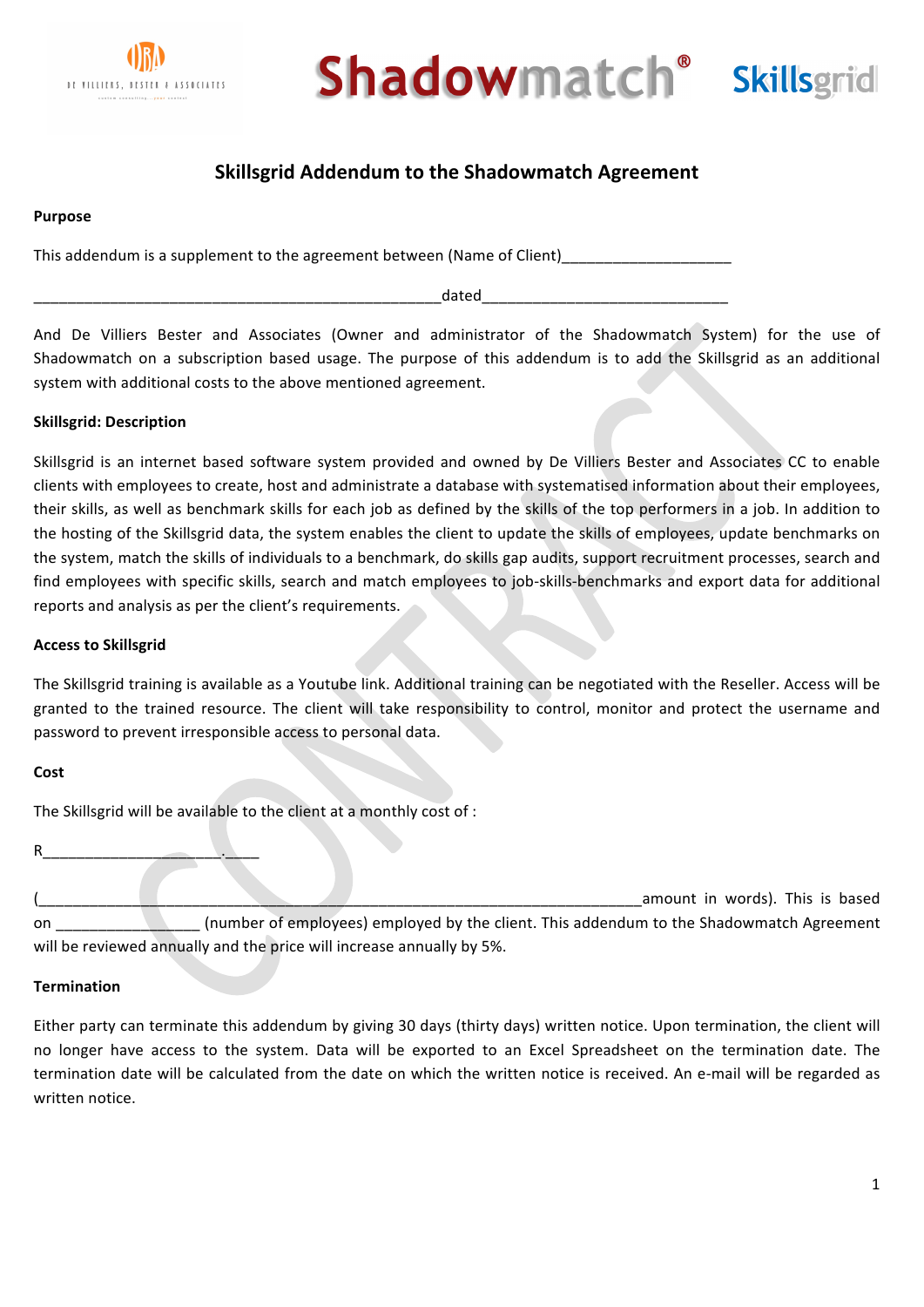# Skillsgrid Addendum to the Shadowmatch Agreement

**Purpose**

This addendum is a supplement to the agreement between (Name of Client)____________________

__________________________________________________dated______________________________

And De Villiers Bester and Associates (Owner and administrator of the Shadowmatch System) for the use of Shadowmatch on a subscription based usage. The purpose of this addendum is to add the Skillsgrid as an additional system with additional costs to the above mentioned agreement.

**Skillsgrid: Description**

Skillsgrid is an internet based software system provided and owned by De Villiers Bester and Associates CC to enable clients with employees to create, host and administrate a database with systematised information about their employees, their skills, as well as benchmark skills for each job as defined by the skills of the top performers in a job. In addition to the hosting of the Skillsgrid data, the system enables the client to update the skills of employees, update benchmarks on the system, match the skills of individuals to a benchmark, do skills gap audits, support recruitment processes, search and find employees with specific skills, search and match employees to job-skills-benchmarks and export data for additional reports and analysis as per the client's requirements.

**Access to Skillsgrid**

The Skillsgrid training is available as a Youtube link. Additional training can be negotiated with the Reseller. Access will be granted to the trained resource. The client will take responsibility to control, monitor and protect the username and password to prevent irresponsible access to personal data.

**Cost**

The Skillsgrid will be available to the client at a monthly cost of :

R______________________.____

(________________________________________________________________________amount in words). This is based on _________________ (number of employees) employed by the client. This addendum to the Shadowmatch Agreement will be reviewed annually and the price will increase annually by 5%.

**Termination**

Either party can terminate this addendum by giving 30 days (thirty days) written notice. Upon termination, the client will no longer have access to the system. Data will be exported to an Excel Spreadsheet on the termination date. The termination date will be calculated from the date on which the written notice is received. An e-mail will be regarded as written notice.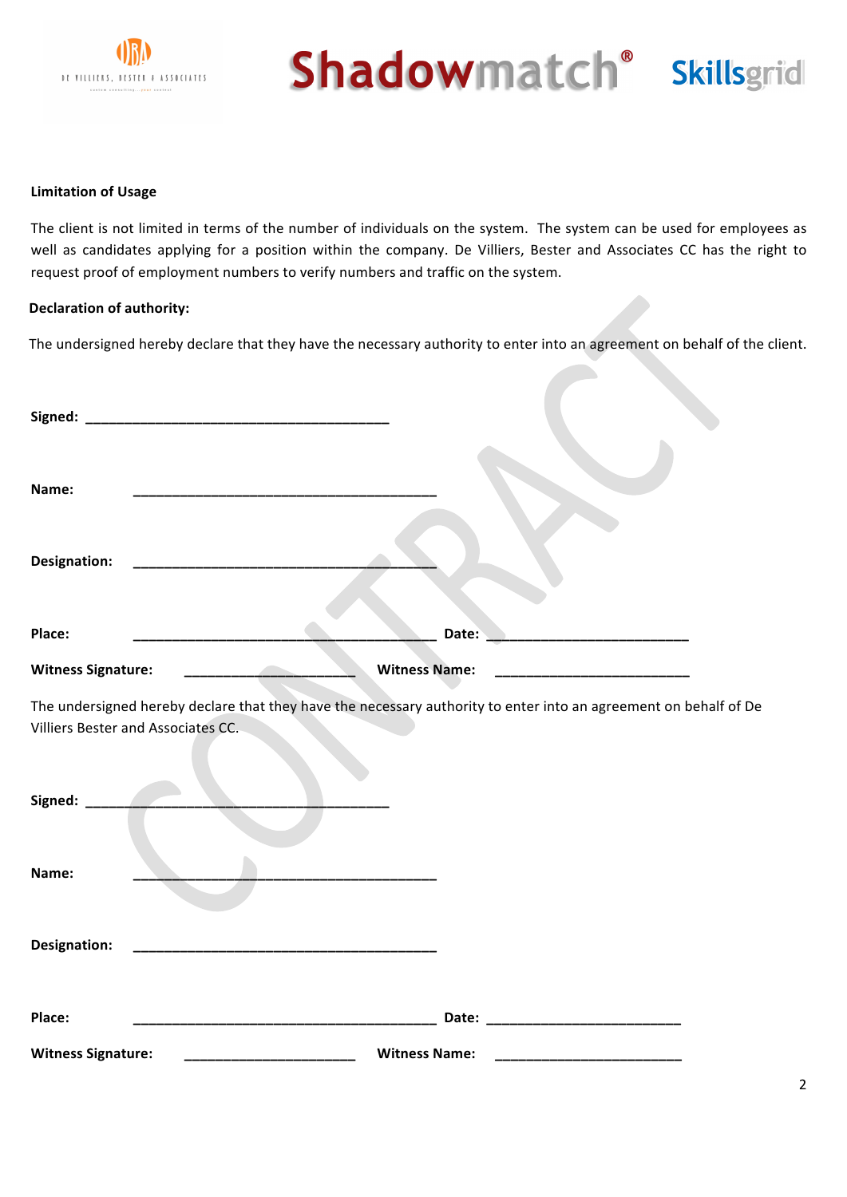**Limitation of Usage**

The client is not limited in terms of the number of individuals on the system. The system can be used for employees as well as candidates applying for a position within the company. De Villiers, Bester and Associates CC has the right to request proof of employment numbers to verify numbers and traffic on the system.

**Declaration of authority:**

The undersigned hereby declare that they have the necessary authority to enter into an agreement on behalf of the client.

**Signed:** ________________________________________

**Name:** ________________________________________

**Designation:** ________________________________________

**Place:** ________________________________________ **Date:** __________________________

**Witness Signature:** ______________________ **Witness Name:** __________________________

The undersigned hereby declare that they have the necessary authority to enter into an agreement on behalf of De Villiers Bester and Associates CC.

**Signed:** ________________________________________

**Name:** ________________________________________

**Designation:** ________________________________________

**Place:** ________________________________________ **Date:** __________________________

**Witness Signature:** ______________________ **Witness Name:** __________________________